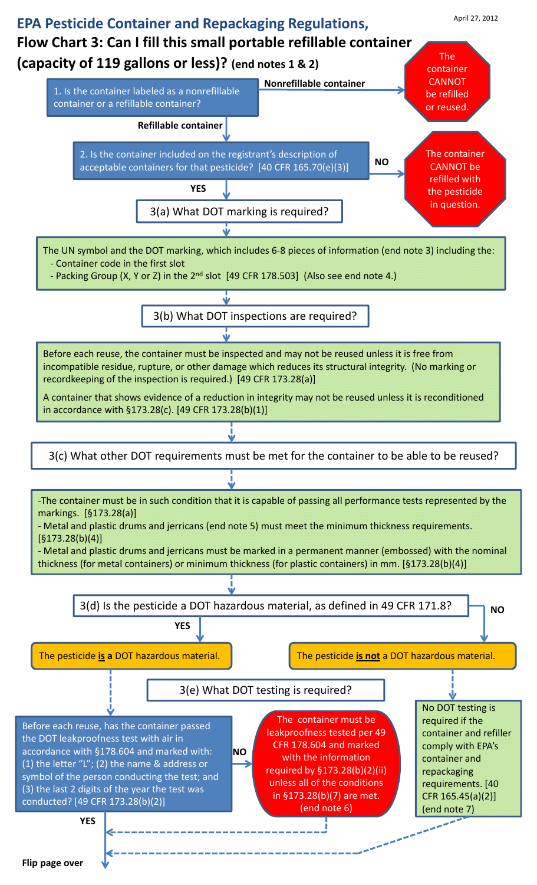April 27, 2012

# EPA Pesticide Container and Repackaging Regulations,

## Flow Chart 3: Can I fill this small portable refillable container (capacity of 119 gallons or less)? (end notes 1 & 2)

**1. Is the container labeled as a nonrefillable container or a refillable container?**

- **Nonrefillable container** → The container CANNOT be refilled or reused.
- **Refillable container** → go to 2.

**2. Is the container included on the registrant's description of acceptable containers for that pesticide? [40 CFR 165.70(e)(3)]**

- **NO** → The container CANNOT be refilled with the pesticide in question.
- **YES** → go to 3(a).

**3(a) What DOT marking is required?**

The UN symbol and the DOT marking, which includes 6-8 pieces of information (end note 3) including the:
- Container code in the first slot
- Packing Group (X, Y or Z) in the 2nd slot [49 CFR 178.503] (Also see end note 4.)

**3(b) What DOT inspections are required?**

Before each reuse, the container must be inspected and may not be reused unless it is free from incompatible residue, rupture, or other damage which reduces its structural integrity. (No marking or recordkeeping of the inspection is required.) [49 CFR 173.28(a)]

A container that shows evidence of a reduction in integrity may not be reused unless it is reconditioned in accordance with §173.28(c). [49 CFR 173.28(b)(1)]

**3(c) What other DOT requirements must be met for the container to be able to be reused?**

- The container must be in such condition that it is capable of passing all performance tests represented by the markings. [§173.28(a)]
- Metal and plastic drums and jerricans (end note 5) must meet the minimum thickness requirements. [§173.28(b)(4)]
- Metal and plastic drums and jerricans must be marked in a permanent manner (embossed) with the nominal thickness (for metal containers) or minimum thickness (for plastic containers) in mm. [§173.28(b)(4)]

**3(d) Is the pesticide a DOT hazardous material, as defined in 49 CFR 171.8?**

- **YES** → The pesticide **is a** DOT hazardous material.
- **NO** → The pesticide **is not** a DOT hazardous material.

**3(e) What DOT testing is required?**

*If the pesticide is a DOT hazardous material:*

Before each reuse, has the container passed the DOT leakproofness test with air in accordance with §178.604 and marked with: (1) the letter "L"; (2) the name & address or symbol of the person conducting the test; and (3) the last 2 digits of the year the test was conducted? [49 CFR 173.28(b)(2)]

- **NO** → The container must be leakproofness tested per 49 CFR 178.604 and marked with the information required by §173.28(b)(2)(ii) unless all of the conditions in §173.28(b)(7) are met. (end note 6) → continue below.
- **YES** → continue below.

*If the pesticide is not a DOT hazardous material:*

No DOT testing is required if the container and refiller comply with EPA's container and repackaging requirements. [40 CFR 165.45(a)(2)] (end note 7) → continue below.

**Flip page over**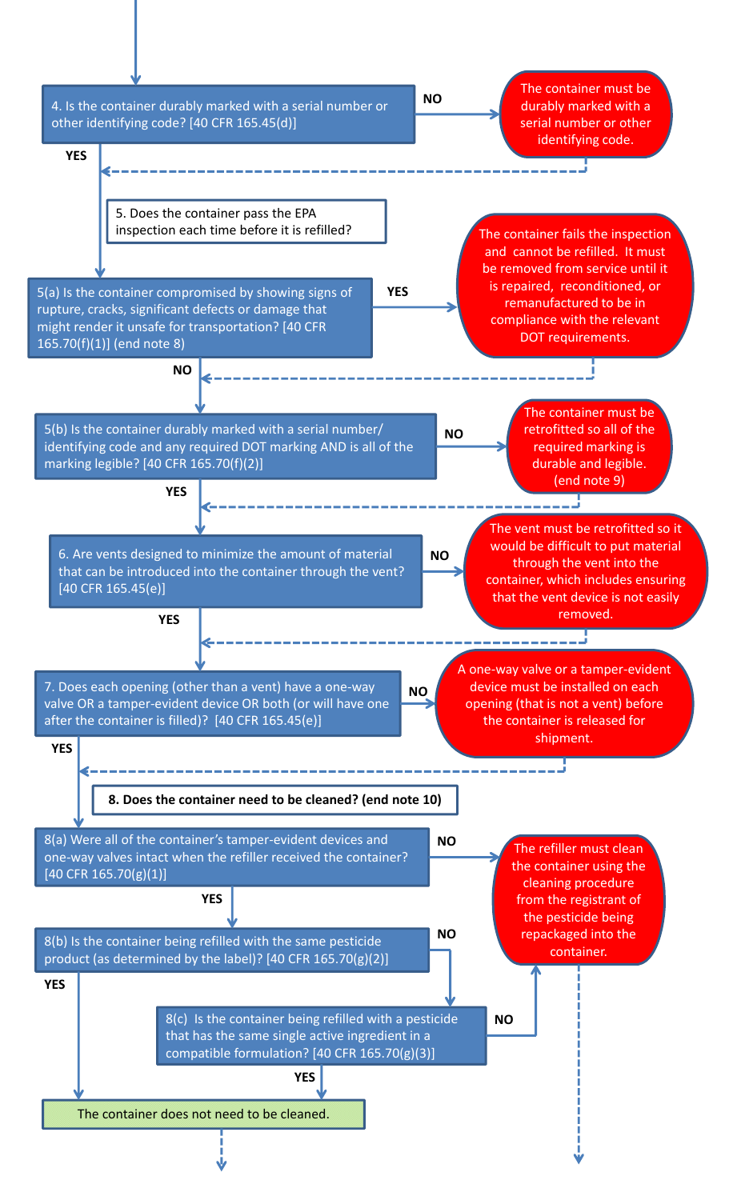4. Is the container durably marked with a serial number or other identifying code? [40 CFR 165.45(d)]

- **NO** → The container must be durably marked with a serial number or other identifying code.
- **YES** → continue

5. Does the container pass the EPA inspection each time before it is refilled?

5(a) Is the container compromised by showing signs of rupture, cracks, significant defects or damage that might render it unsafe for transportation? [40 CFR 165.70(f)(1)] (end note 8)

- **YES** → The container fails the inspection and cannot be refilled. It must be removed from service until it is repaired, reconditioned, or remanufactured to be in compliance with the relevant DOT requirements.
- **NO** → continue

5(b) Is the container durably marked with a serial number/ identifying code and any required DOT marking AND is all of the marking legible? [40 CFR 165.70(f)(2)]

- **NO** → The container must be retrofitted so all of the required marking is durable and legible. (end note 9)
- **YES** → continue

6. Are vents designed to minimize the amount of material that can be introduced into the container through the vent? [40 CFR 165.45(e)]

- **NO** → The vent must be retrofitted so it would be difficult to put material through the vent into the container, which includes ensuring that the vent device is not easily removed.
- **YES** → continue

7. Does each opening (other than a vent) have a one-way valve OR a tamper-evident device OR both (or will have one after the container is filled)? [40 CFR 165.45(e)]

- **NO** → A one-way valve or a tamper-evident device must be installed on each opening (that is not a vent) before the container is released for shipment.
- **YES** → continue

**8. Does the container need to be cleaned? (end note 10)**

8(a) Were all of the container's tamper-evident devices and one-way valves intact when the refiller received the container? [40 CFR 165.70(g)(1)]

- **NO** → The refiller must clean the container using the cleaning procedure from the registrant of the pesticide being repackaged into the container.
- **YES** → go to 8(b)

8(b) Is the container being refilled with the same pesticide product (as determined by the label)? [40 CFR 165.70(g)(2)]

- **YES** → The container does not need to be cleaned.
- **NO** → go to 8(c)

8(c) Is the container being refilled with a pesticide that has the same single active ingredient in a compatible formulation? [40 CFR 165.70(g)(3)]

- **YES** → The container does not need to be cleaned.
- **NO** → The refiller must clean the container using the cleaning procedure from the registrant of the pesticide being repackaged into the container.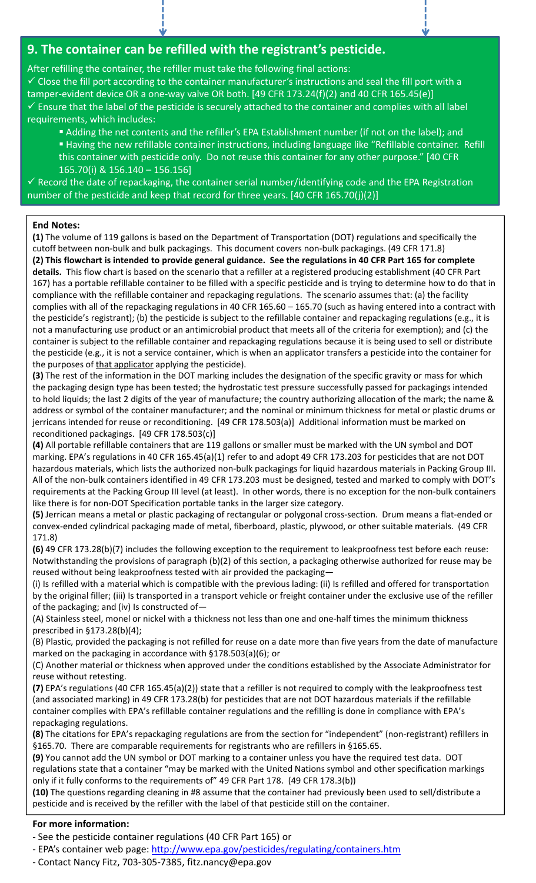## 9. The container can be refilled with the registrant's pesticide.

After refilling the container, the refiller must take the following final actions:

✓ Close the fill port according to the container manufacturer's instructions and seal the fill port with a tamper-evident device OR a one-way valve OR both. [49 CFR 173.24(f)(2) and 40 CFR 165.45(e)]

✓ Ensure that the label of the pesticide is securely attached to the container and complies with all label requirements, which includes:

- Adding the net contents and the refiller's EPA Establishment number (if not on the label); and
- Having the new refillable container instructions, including language like "Refillable container. Refill this container with pesticide only. Do not reuse this container for any other purpose." [40 CFR 165.70(i) & 156.140 – 156.156]

✓ Record the date of repackaging, the container serial number/identifying code and the EPA Registration number of the pesticide and keep that record for three years. [40 CFR 165.70(j)(2)]

**End Notes:**

**(1)** The volume of 119 gallons is based on the Department of Transportation (DOT) regulations and specifically the cutoff between non-bulk and bulk packagings. This document covers non-bulk packagings. (49 CFR 171.8)

**(2) This flowchart is intended to provide general guidance. See the regulations in 40 CFR Part 165 for complete details.** This flow chart is based on the scenario that a refiller at a registered producing establishment (40 CFR Part 167) has a portable refillable container to be filled with a specific pesticide and is trying to determine how to do that in compliance with the refillable container and repackaging regulations. The scenario assumes that: (a) the facility complies with all of the repackaging regulations in 40 CFR 165.60 – 165.70 (such as having entered into a contract with the pesticide's registrant); (b) the pesticide is subject to the refillable container and repackaging regulations (e.g., it is not a manufacturing use product or an antimicrobial product that meets all of the criteria for exemption); and (c) the container is subject to the refillable container and repackaging regulations because it is being used to sell or distribute the pesticide (e.g., it is not a service container, which is when an applicator transfers a pesticide into the container for the purposes of that applicator applying the pesticide).

**(3)** The rest of the information in the DOT marking includes the designation of the specific gravity or mass for which the packaging design type has been tested; the hydrostatic test pressure successfully passed for packagings intended to hold liquids; the last 2 digits of the year of manufacture; the country authorizing allocation of the mark; the name & address or symbol of the container manufacturer; and the nominal or minimum thickness for metal or plastic drums or jerricans intended for reuse or reconditioning. [49 CFR 178.503(a)] Additional information must be marked on reconditioned packagings. [49 CFR 178.503(c)]

**(4)** All portable refillable containers that are 119 gallons or smaller must be marked with the UN symbol and DOT marking. EPA's regulations in 40 CFR 165.45(a)(1) refer to and adopt 49 CFR 173.203 for pesticides that are not DOT hazardous materials, which lists the authorized non-bulk packagings for liquid hazardous materials in Packing Group III. All of the non-bulk containers identified in 49 CFR 173.203 must be designed, tested and marked to comply with DOT's requirements at the Packing Group III level (at least). In other words, there is no exception for the non-bulk containers like there is for non-DOT Specification portable tanks in the larger size category.

**(5)** Jerrican means a metal or plastic packaging of rectangular or polygonal cross-section. Drum means a flat-ended or convex-ended cylindrical packaging made of metal, fiberboard, plastic, plywood, or other suitable materials. (49 CFR 171.8)

**(6)** 49 CFR 173.28(b)(7) includes the following exception to the requirement to leakproofness test before each reuse: Notwithstanding the provisions of paragraph (b)(2) of this section, a packaging otherwise authorized for reuse may be reused without being leakproofness tested with air provided the packaging—

(i) Is refilled with a material which is compatible with the previous lading: (ii) Is refilled and offered for transportation by the original filler; (iii) Is transported in a transport vehicle or freight container under the exclusive use of the refiller of the packaging; and (iv) Is constructed of—

(A) Stainless steel, monel or nickel with a thickness not less than one and one-half times the minimum thickness prescribed in §173.28(b)(4);

(B) Plastic, provided the packaging is not refilled for reuse on a date more than five years from the date of manufacture marked on the packaging in accordance with §178.503(a)(6); or

(C) Another material or thickness when approved under the conditions established by the Associate Administrator for reuse without retesting.

**(7)** EPA's regulations (40 CFR 165.45(a)(2)) state that a refiller is not required to comply with the leakproofness test (and associated marking) in 49 CFR 173.28(b) for pesticides that are not DOT hazardous materials if the refillable container complies with EPA's refillable container regulations and the refilling is done in compliance with EPA's repackaging regulations.

**(8)** The citations for EPA's repackaging regulations are from the section for "independent" (non-registrant) refillers in §165.70. There are comparable requirements for registrants who are refillers in §165.65.

**(9)** You cannot add the UN symbol or DOT marking to a container unless you have the required test data. DOT regulations state that a container "may be marked with the United Nations symbol and other specification markings only if it fully conforms to the requirements of" 49 CFR Part 178. (49 CFR 178.3(b))

**(10)** The questions regarding cleaning in #8 assume that the container had previously been used to sell/distribute a pesticide and is received by the refiller with the label of that pesticide still on the container.

**For more information:**

- See the pesticide container regulations (40 CFR Part 165) or
- EPA's container web page: http://www.epa.gov/pesticides/regulating/containers.htm
- Contact Nancy Fitz, 703-305-7385, fitz.nancy@epa.gov